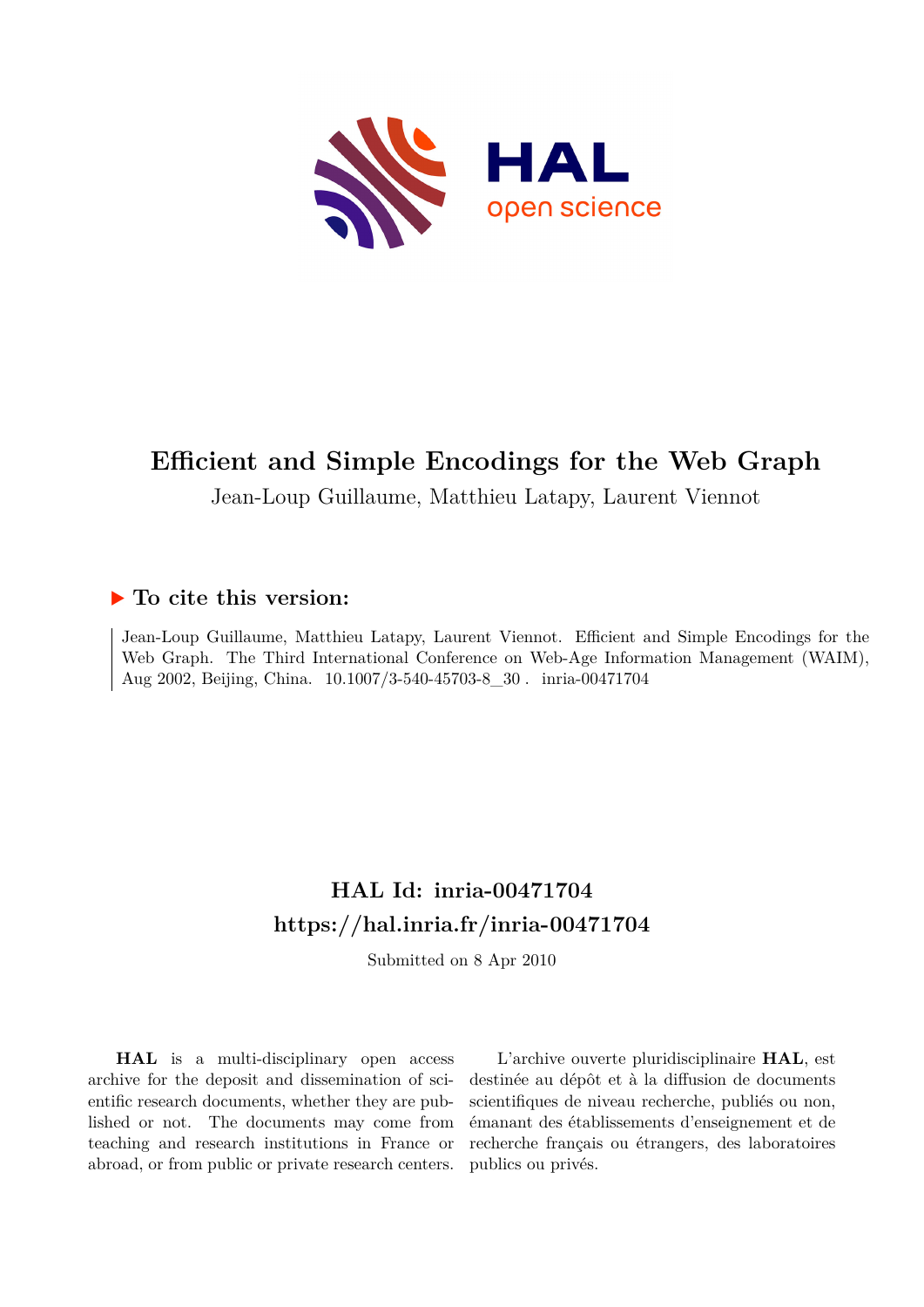# Efficient and Simple Encodings for the Web Graph

Jean-Loup Guillaume, Matthieu Latapy, Laurent Viennot

## ▶ To cite this version:

Jean-Loup Guillaume, Matthieu Latapy, Laurent Viennot. Efficient and Simple Encodings for the Web Graph. The Third International Conference on Web-Age Information Management (WAIM), Aug 2002, Beijing, China. 10.1007/3-540-45703-8_30 . inria-00471704

## HAL Id: inria-00471704

## https://hal.inria.fr/inria-00471704

Submitted on 8 Apr 2010

**HAL** is a multi-disciplinary open access archive for the deposit and dissemination of scientific research documents, whether they are published or not. The documents may come from teaching and research institutions in France or abroad, or from public or private research centers.

L'archive ouverte pluridisciplinaire **HAL**, est destinée au dépôt et à la diffusion de documents scientifiques de niveau recherche, publiés ou non, émanant des établissements d'enseignement et de recherche français ou étrangers, des laboratoires publics ou privés.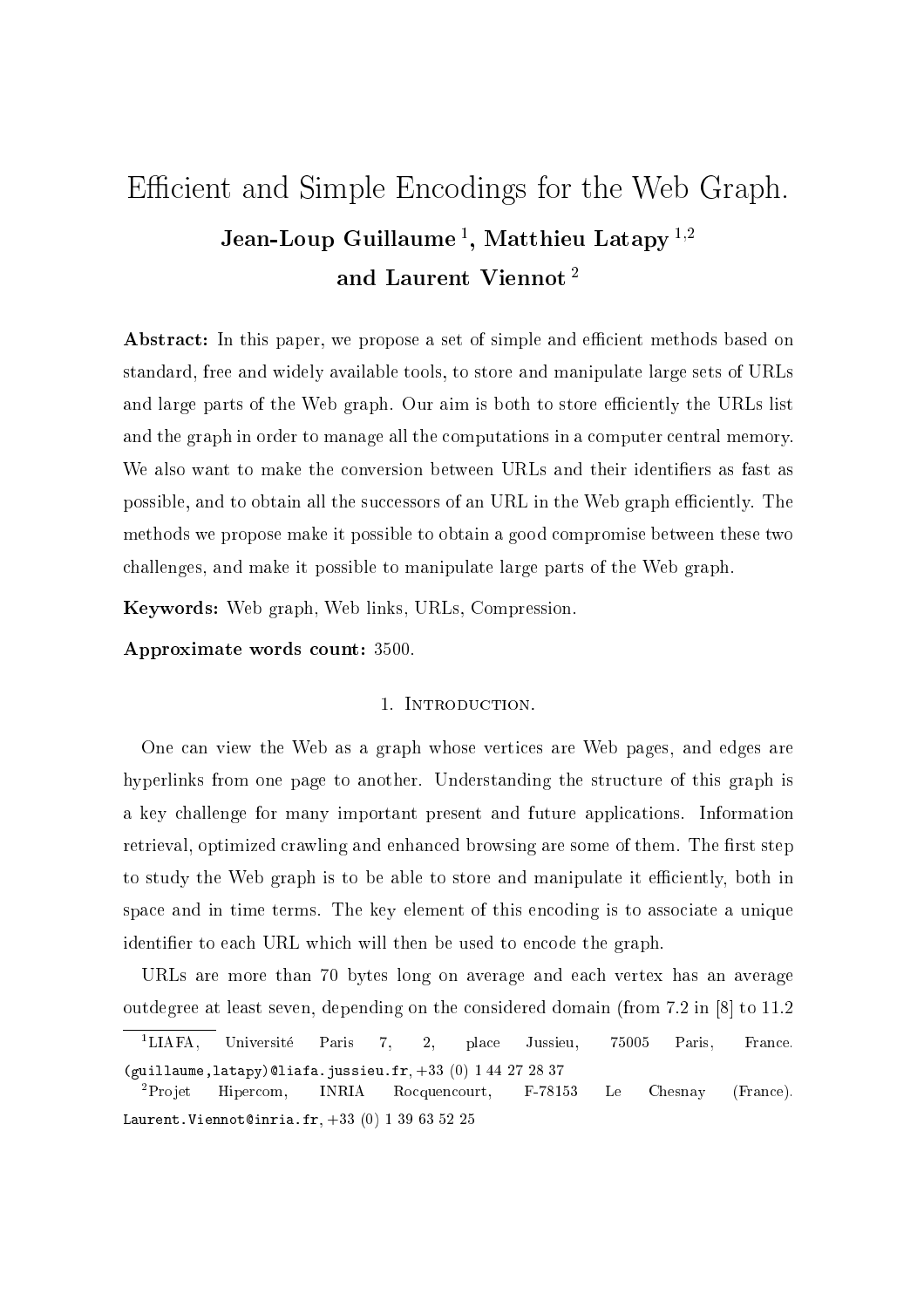# Efficient and Simple Encodings for the Web Graph.

**Jean-Loup Guillaume** [1], **Matthieu Latapy** [1,2] **and Laurent Viennot** [2]

**Abstract:** In this paper, we propose a set of simple and efficient methods based on standard, free and widely available tools, to store and manipulate large sets of URLs and large parts of the Web graph. Our aim is both to store efficiently the URLs list and the graph in order to manage all the computations in a computer central memory. We also want to make the conversion between URLs and their identifiers as fast as possible, and to obtain all the successors of an URL in the Web graph efficiently. The methods we propose make it possible to obtain a good compromise between these two challenges, and make it possible to manipulate large parts of the Web graph.

**Keywords:** Web graph, Web links, URLs, Compression.

**Approximate words count:** 3500.

## 1. Introduction.

One can view the Web as a graph whose vertices are Web pages, and edges are hyperlinks from one page to another. Understanding the structure of this graph is a key challenge for many important present and future applications. Information retrieval, optimized crawling and enhanced browsing are some of them. The first step to study the Web graph is to be able to store and manipulate it efficiently, both in space and in time terms. The key element of this encoding is to associate a unique identifier to each URL which will then be used to encode the graph.

URLs are more than 70 bytes long on average and each vertex has an average outdegree at least seven, depending on the considered domain (from 7.2 in [8] to 11.2

---

[1] LIAFA, Université Paris 7, 2, place Jussieu, 75005 Paris, France. (guillaume,latapy)@liafa.jussieu.fr, +33 (0) 1 44 27 28 37

[2] Projet Hipercom, INRIA Rocquencourt, F-78153 Le Chesnay (France). Laurent.Viennot@inria.fr, +33 (0) 1 39 63 52 25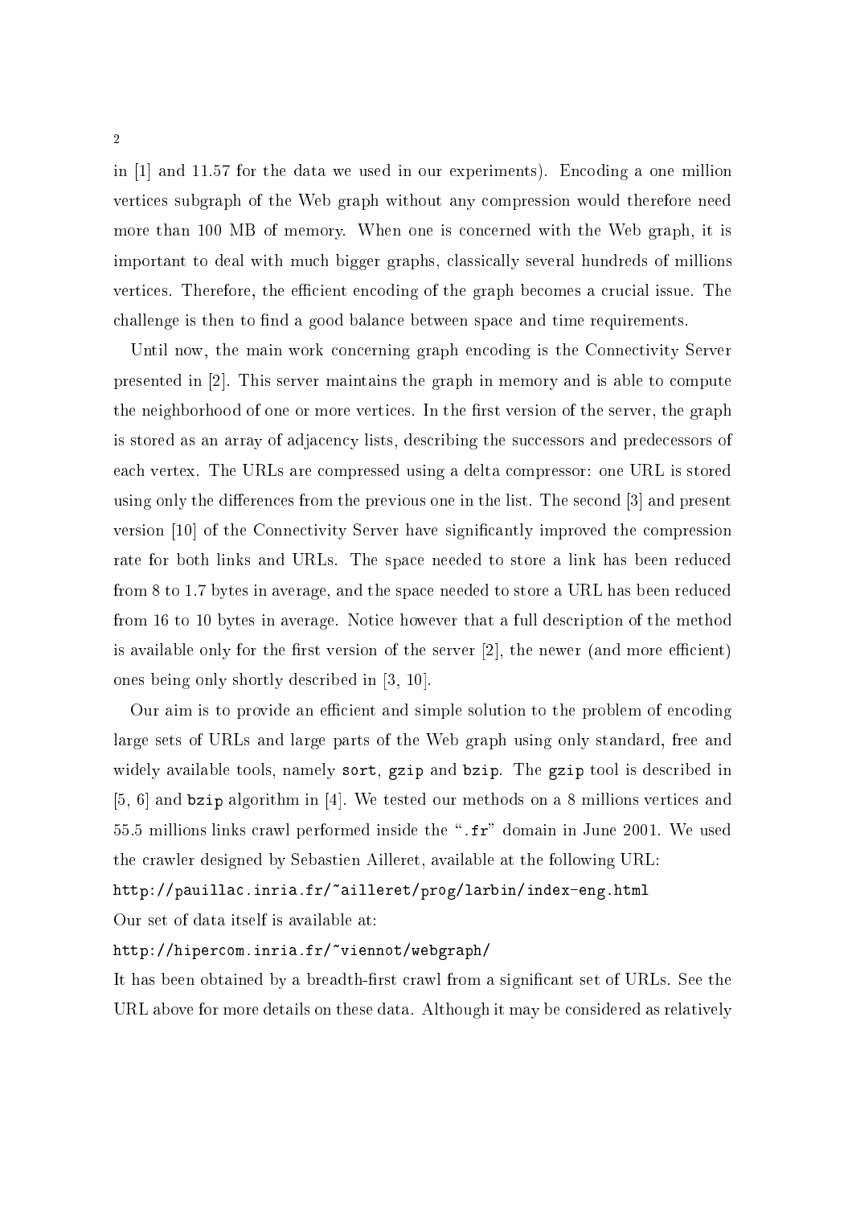in [1] and 11.57 for the data we used in our experiments). Encoding a one million vertices subgraph of the Web graph without any compression would therefore need more than 100 MB of memory. When one is concerned with the Web graph, it is important to deal with much bigger graphs, classically several hundreds of millions vertices. Therefore, the efficient encoding of the graph becomes a crucial issue. The challenge is then to find a good balance between space and time requirements.

Until now, the main work concerning graph encoding is the Connectivity Server presented in [2]. This server maintains the graph in memory and is able to compute the neighborhood of one or more vertices. In the first version of the server, the graph is stored as an array of adjacency lists, describing the successors and predecessors of each vertex. The URLs are compressed using a delta compressor: one URL is stored using only the differences from the previous one in the list. The second [3] and present version [10] of the Connectivity Server have significantly improved the compression rate for both links and URLs. The space needed to store a link has been reduced from 8 to 1.7 bytes in average, and the space needed to store a URL has been reduced from 16 to 10 bytes in average. Notice however that a full description of the method is available only for the first version of the server [2], the newer (and more efficient) ones being only shortly described in [3, 10].

Our aim is to provide an efficient and simple solution to the problem of encoding large sets of URLs and large parts of the Web graph using only standard, free and widely available tools, namely `sort`, `gzip` and `bzip`. The `gzip` tool is described in [5, 6] and `bzip` algorithm in [4]. We tested our methods on a 8 millions vertices and 55.5 millions links crawl performed inside the "`.fr`" domain in June 2001. We used the crawler designed by Sebastien Ailleret, available at the following URL:

`http://pauillac.inria.fr/~ailleret/prog/larbin/index-eng.html`

Our set of data itself is available at:

`http://hipercom.inria.fr/~viennot/webgraph/`

It has been obtained by a breadth-first crawl from a significant set of URLs. See the URL above for more details on these data. Although it may be considered as relatively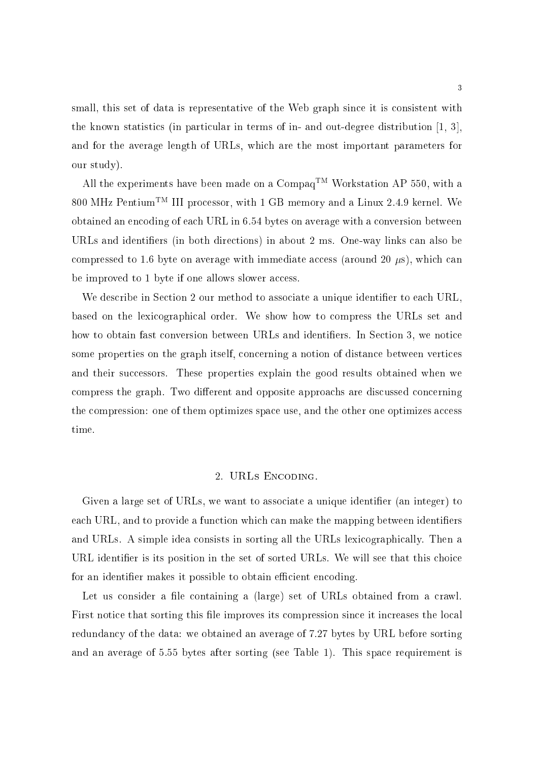small, this set of data is representative of the Web graph since it is consistent with the known statistics (in particular in terms of in- and out-degree distribution [1, 3], and for the average length of URLs, which are the most important parameters for our study).

All the experiments have been made on a Compaq$^{\text{TM}}$ Workstation AP 550, with a 800 MHz Pentium$^{\text{TM}}$ III processor, with 1 GB memory and a Linux 2.4.9 kernel. We obtained an encoding of each URL in 6.54 bytes on average with a conversion between URLs and identifiers (in both directions) in about 2 ms. One-way links can also be compressed to 1.6 byte on average with immediate access (around 20 $\mu$s), which can be improved to 1 byte if one allows slower access.

We describe in Section 2 our method to associate a unique identifier to each URL, based on the lexicographical order. We show how to compress the URLs set and how to obtain fast conversion between URLs and identifiers. In Section 3, we notice some properties on the graph itself, concerning a notion of distance between vertices and their successors. These properties explain the good results obtained when we compress the graph. Two different and opposite approachs are discussed concerning the compression: one of them optimizes space use, and the other one optimizes access time.

## 2. URLs Encoding.

Given a large set of URLs, we want to associate a unique identifier (an integer) to each URL, and to provide a function which can make the mapping between identifiers and URLs. A simple idea consists in sorting all the URLs lexicographically. Then a URL identifier is its position in the set of sorted URLs. We will see that this choice for an identifier makes it possible to obtain efficient encoding.

Let us consider a file containing a (large) set of URLs obtained from a crawl. First notice that sorting this file improves its compression since it increases the local redundancy of the data: we obtained an average of 7.27 bytes by URL before sorting and an average of 5.55 bytes after sorting (see Table 1). This space requirement is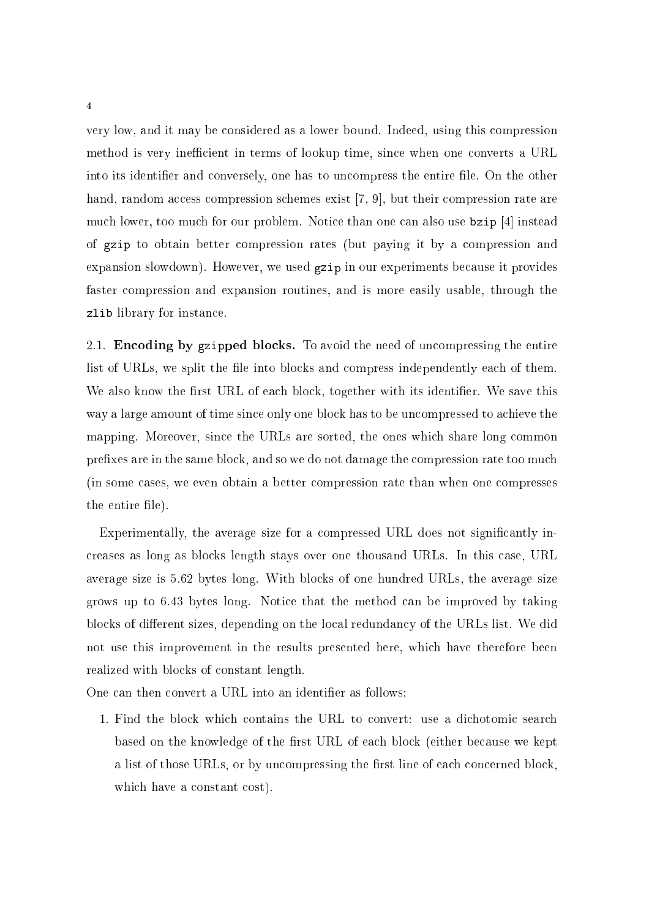very low, and it may be considered as a lower bound. Indeed, using this compression method is very inefficient in terms of lookup time, since when one converts a URL into its identifier and conversely, one has to uncompress the entire file. On the other hand, random access compression schemes exist [7, 9], but their compression rate are much lower, too much for our problem. Notice than one can also use `bzip` [4] instead of `gzip` to obtain better compression rates (but paying it by a compression and expansion slowdown). However, we used `gzip` in our experiments because it provides faster compression and expansion routines, and is more easily usable, through the `zlib` library for instance.

2.1. **Encoding by `gzip`ped blocks.** To avoid the need of uncompressing the entire list of URLs, we split the file into blocks and compress independently each of them. We also know the first URL of each block, together with its identifier. We save this way a large amount of time since only one block has to be uncompressed to achieve the mapping. Moreover, since the URLs are sorted, the ones which share long common prefixes are in the same block, and so we do not damage the compression rate too much (in some cases, we even obtain a better compression rate than when one compresses the entire file).

Experimentally, the average size for a compressed URL does not significantly increases as long as blocks length stays over one thousand URLs. In this case, URL average size is 5.62 bytes long. With blocks of one hundred URLs, the average size grows up to 6.43 bytes long. Notice that the method can be improved by taking blocks of different sizes, depending on the local redundancy of the URLs list. We did not use this improvement in the results presented here, which have therefore been realized with blocks of constant length.

One can then convert a URL into an identifier as follows:

1. Find the block which contains the URL to convert: use a dichotomic search based on the knowledge of the first URL of each block (either because we kept a list of those URLs, or by uncompressing the first line of each concerned block, which have a constant cost).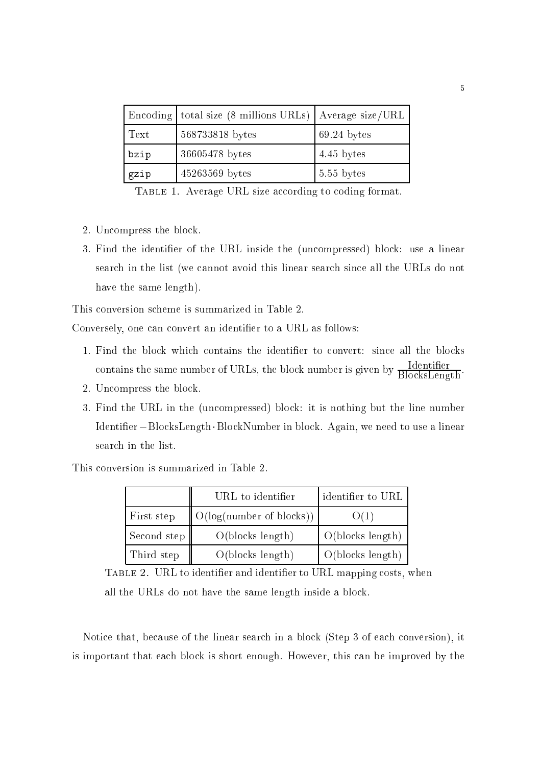| Encoding | total size (8 millions URLs) | Average size/URL |
|---|---|---|
| Text | 568733818 bytes | 69.24 bytes |
| `bzip` | 36605478 bytes | 4.45 bytes |
| `gzip` | 45263569 bytes | 5.55 bytes |

Table 1. Average URL size according to coding format.

2. Uncompress the block.
3. Find the identifier of the URL inside the (uncompressed) block: use a linear search in the list (we cannot avoid this linear search since all the URLs do not have the same length).

This conversion scheme is summarized in Table 2.

Conversely, one can convert an identifier to a URL as follows:

1. Find the block which contains the identifier to convert: since all the blocks contains the same number of URLs, the block number is given by $\frac{\text{Identifier}}{\text{BlocksLength}}$.
2. Uncompress the block.
3. Find the URL in the (uncompressed) block: it is nothing but the line number $\text{Identifier} - \text{BlocksLength} \cdot \text{BlockNumber}$ in block. Again, we need to use a linear search in the list.

This conversion is summarized in Table 2.

| | URL to identifier | identifier to URL |
|---|---|---|
| First step | O(log(number of blocks)) | O(1) |
| Second step | O(blocks length) | O(blocks length) |
| Third step | O(blocks length) | O(blocks length) |

Table 2. URL to identifier and identifier to URL mapping costs, when all the URLs do not have the same length inside a block.

Notice that, because of the linear search in a block (Step 3 of each conversion), it is important that each block is short enough. However, this can be improved by the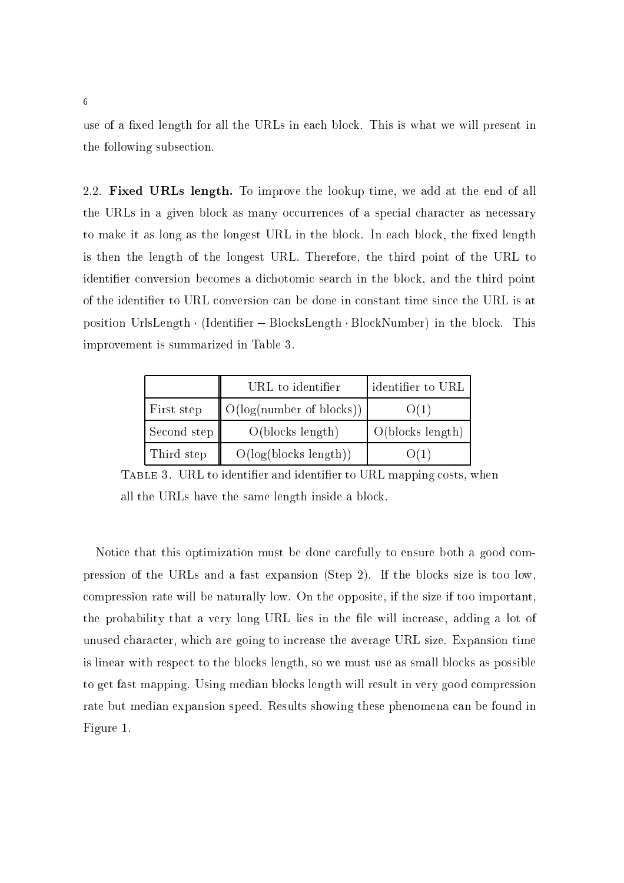use of a fixed length for all the URLs in each block. This is what we will present in the following subsection.

2.2. **Fixed URLs length.** To improve the lookup time, we add at the end of all the URLs in a given block as many occurrences of a special character as necessary to make it as long as the longest URL in the block. In each block, the fixed length is then the length of the longest URL. Therefore, the third point of the URL to identifier conversion becomes a dichotomic search in the block, and the third point of the identifier to URL conversion can be done in constant time since the URL is at position $\text{UrlsLength} \cdot (\text{Identifier} - \text{BlocksLength} \cdot \text{BlockNumber})$ in the block. This improvement is summarized in Table 3.

| | URL to identifier | identifier to URL |
|---|---|---|
| First step | O(log(number of blocks)) | O(1) |
| Second step | O(blocks length) | O(blocks length) |
| Third step | O(log(blocks length)) | O(1) |

TABLE 3. URL to identifier and identifier to URL mapping costs, when all the URLs have the same length inside a block.

Notice that this optimization must be done carefully to ensure both a good compression of the URLs and a fast expansion (Step 2). If the blocks size is too low, compression rate will be naturally low. On the opposite, if the size if too important, the probability that a very long URL lies in the file will increase, adding a lot of unused character, which are going to increase the average URL size. Expansion time is linear with respect to the blocks length, so we must use as small blocks as possible to get fast mapping. Using median blocks length will result in very good compression rate but median expansion speed. Results showing these phenomena can be found in Figure 1.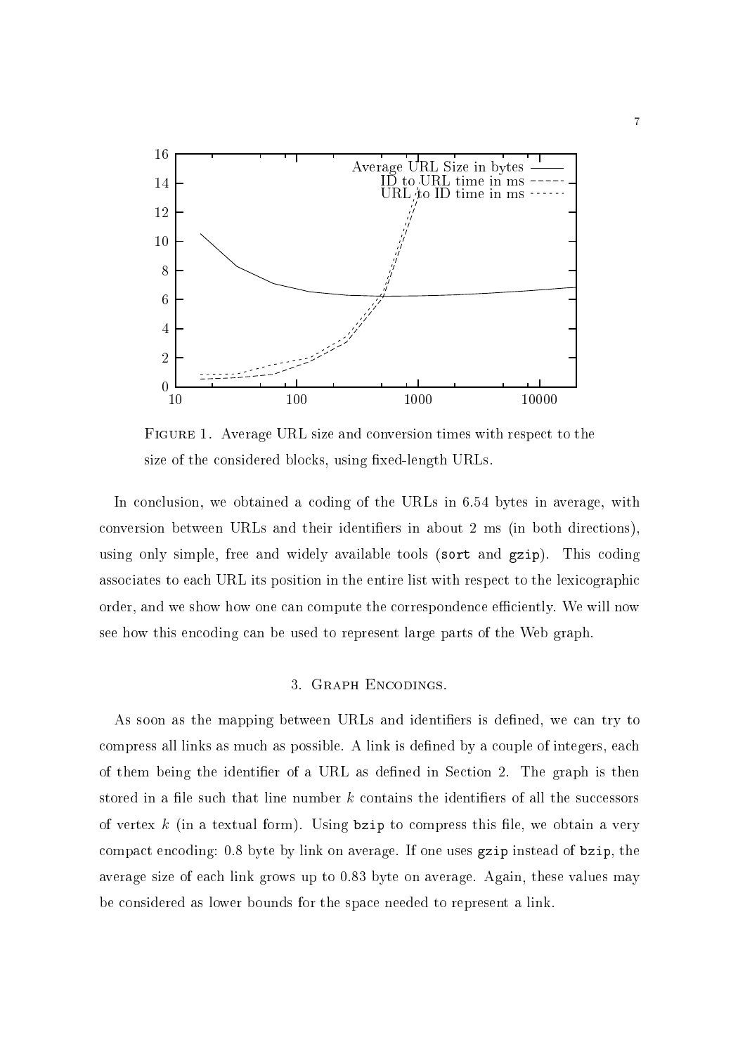16
14
12
10
8
6
4
2
0
10
100
1000
10000

Average URL Size in bytes
ID to URL time in ms
URL to ID time in ms

FIGURE 1. Average URL size and conversion times with respect to the size of the considered blocks, using fixed-length URLs.

In conclusion, we obtained a coding of the URLs in 6.54 bytes in average, with conversion between URLs and their identifiers in about 2 ms (in both directions), using only simple, free and widely available tools (`sort` and `gzip`). This coding associates to each URL its position in the entire list with respect to the lexicographic order, and we show how one can compute the correspondence efficiently. We will now see how this encoding can be used to represent large parts of the Web graph.

## 3. Graph Encodings.

As soon as the mapping between URLs and identifiers is defined, we can try to compress all links as much as possible. A link is defined by a couple of integers, each of them being the identifier of a URL as defined in Section 2. The graph is then stored in a file such that line number $k$ contains the identifiers of all the successors of vertex $k$ (in a textual form). Using `bzip` to compress this file, we obtain a very compact encoding: 0.8 byte by link on average. If one uses `gzip` instead of `bzip`, the average size of each link grows up to 0.83 byte on average. Again, these values may be considered as lower bounds for the space needed to represent a link.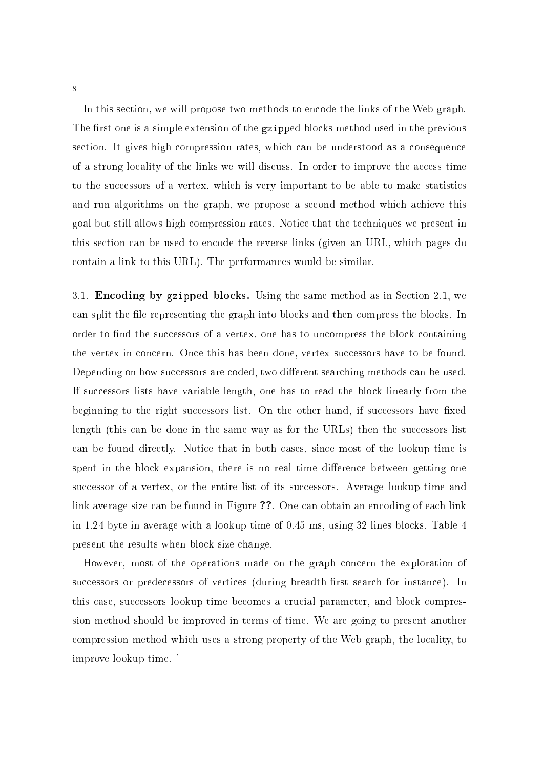In this section, we will propose two methods to encode the links of the Web graph. The first one is a simple extension of the `gzip`ped blocks method used in the previous section. It gives high compression rates, which can be understood as a consequence of a strong locality of the links we will discuss. In order to improve the access time to the successors of a vertex, which is very important to be able to make statistics and run algorithms on the graph, we propose a second method which achieve this goal but still allows high compression rates. Notice that the techniques we present in this section can be used to encode the reverse links (given an URL, which pages do contain a link to this URL). The performances would be similar.

3.1. **Encoding by `gzip`ped blocks.** Using the same method as in Section 2.1, we can split the file representing the graph into blocks and then compress the blocks. In order to find the successors of a vertex, one has to uncompress the block containing the vertex in concern. Once this has been done, vertex successors have to be found. Depending on how successors are coded, two different searching methods can be used. If successors lists have variable length, one has to read the block linearly from the beginning to the right successors list. On the other hand, if successors have fixed length (this can be done in the same way as for the URLs) then the successors list can be found directly. Notice that in both cases, since most of the lookup time is spent in the block expansion, there is no real time difference between getting one successor of a vertex, or the entire list of its successors. Average lookup time and link average size can be found in Figure **??**. One can obtain an encoding of each link in 1.24 byte in average with a lookup time of 0.45 ms, using 32 lines blocks. Table 4 present the results when block size change.

However, most of the operations made on the graph concern the exploration of successors or predecessors of vertices (during breadth-first search for instance). In this case, successors lookup time becomes a crucial parameter, and block compression method should be improved in terms of time. We are going to present another compression method which uses a strong property of the Web graph, the locality, to improve lookup time. '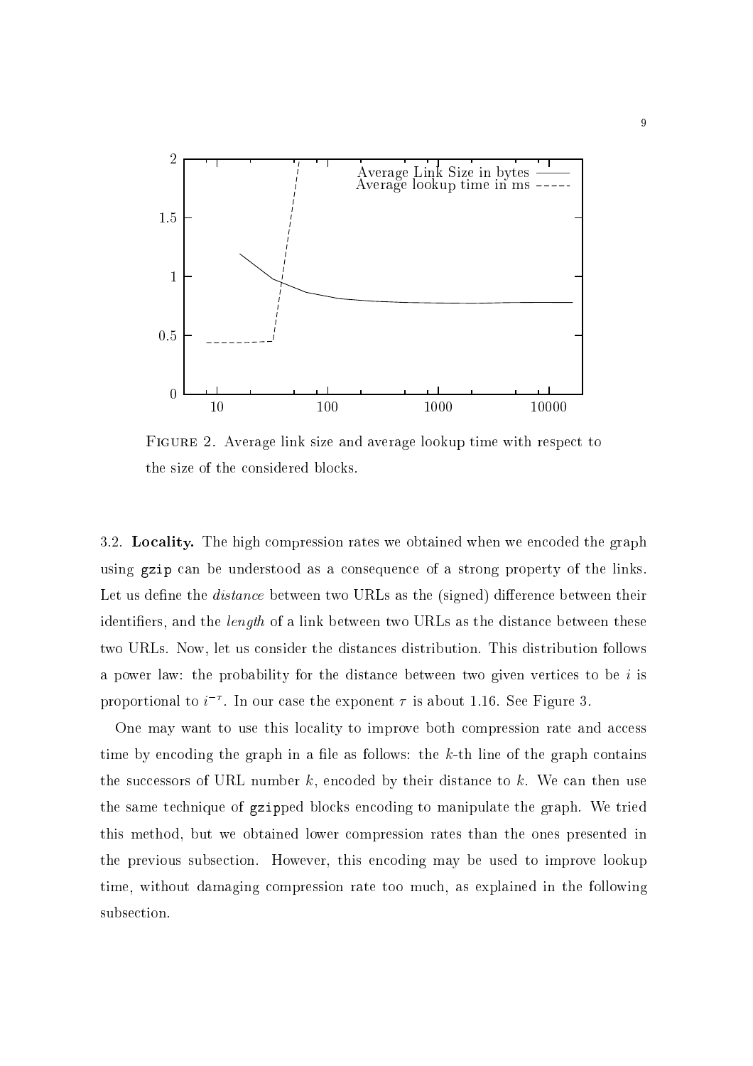Figure 2. Average link size and average lookup time with respect to the size of the considered blocks.

3.2. **Locality.** The high compression rates we obtained when we encoded the graph using `gzip` can be understood as a consequence of a strong property of the links. Let us define the *distance* between two URLs as the (signed) difference between their identifiers, and the *length* of a link between two URLs as the distance between these two URLs. Now, let us consider the distances distribution. This distribution follows a power law: the probability for the distance between two given vertices to be $i$ is proportional to $i^{-\tau}$. In our case the exponent $\tau$ is about 1.16. See Figure 3.

One may want to use this locality to improve both compression rate and access time by encoding the graph in a file as follows: the $k$-th line of the graph contains the successors of URL number $k$, encoded by their distance to $k$. We can then use the same technique of `gzip`ped blocks encoding to manipulate the graph. We tried this method, but we obtained lower compression rates than the ones presented in the previous subsection. However, this encoding may be used to improve lookup time, without damaging compression rate too much, as explained in the following subsection.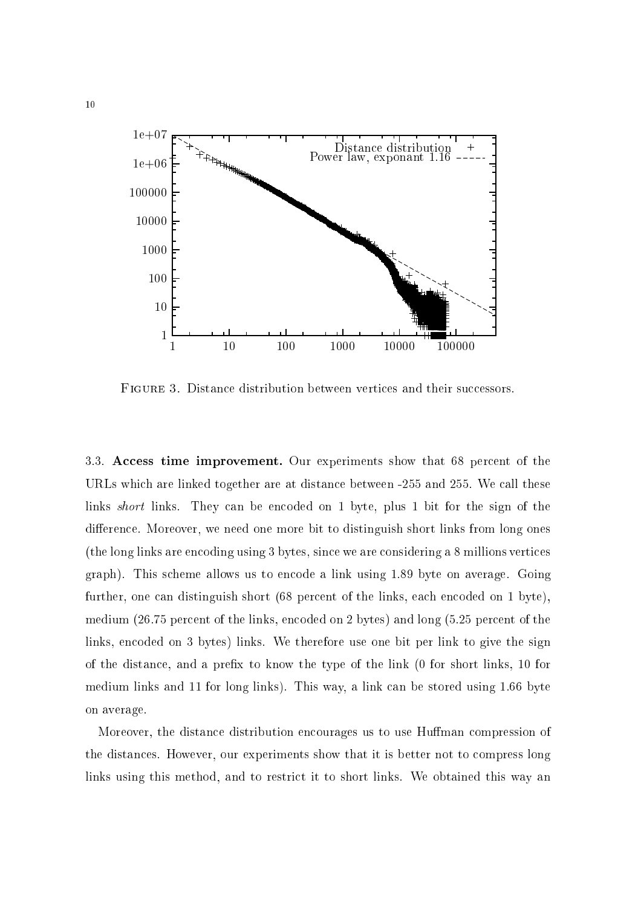1e+07
1e+06
100000
10000
1000
100
10
1
1 10 100 1000 10000 100000

Distance distribution +
Power law, exponant 1.16

FIGURE 3. Distance distribution between vertices and their successors.

3.3. **Access time improvement.** Our experiments show that 68 percent of the URLs which are linked together are at distance between -255 and 255. We call these links *short* links. They can be encoded on 1 byte, plus 1 bit for the sign of the difference. Moreover, we need one more bit to distinguish short links from long ones (the long links are encoding using 3 bytes, since we are considering a 8 millions vertices graph). This scheme allows us to encode a link using 1.89 byte on average. Going further, one can distinguish short (68 percent of the links, each encoded on 1 byte), medium (26.75 percent of the links, encoded on 2 bytes) and long (5.25 percent of the links, encoded on 3 bytes) links. We therefore use one bit per link to give the sign of the distance, and a prefix to know the type of the link (0 for short links, 10 for medium links and 11 for long links). This way, a link can be stored using 1.66 byte on average.

Moreover, the distance distribution encourages us to use Huffman compression of the distances. However, our experiments show that it is better not to compress long links using this method, and to restrict it to short links. We obtained this way an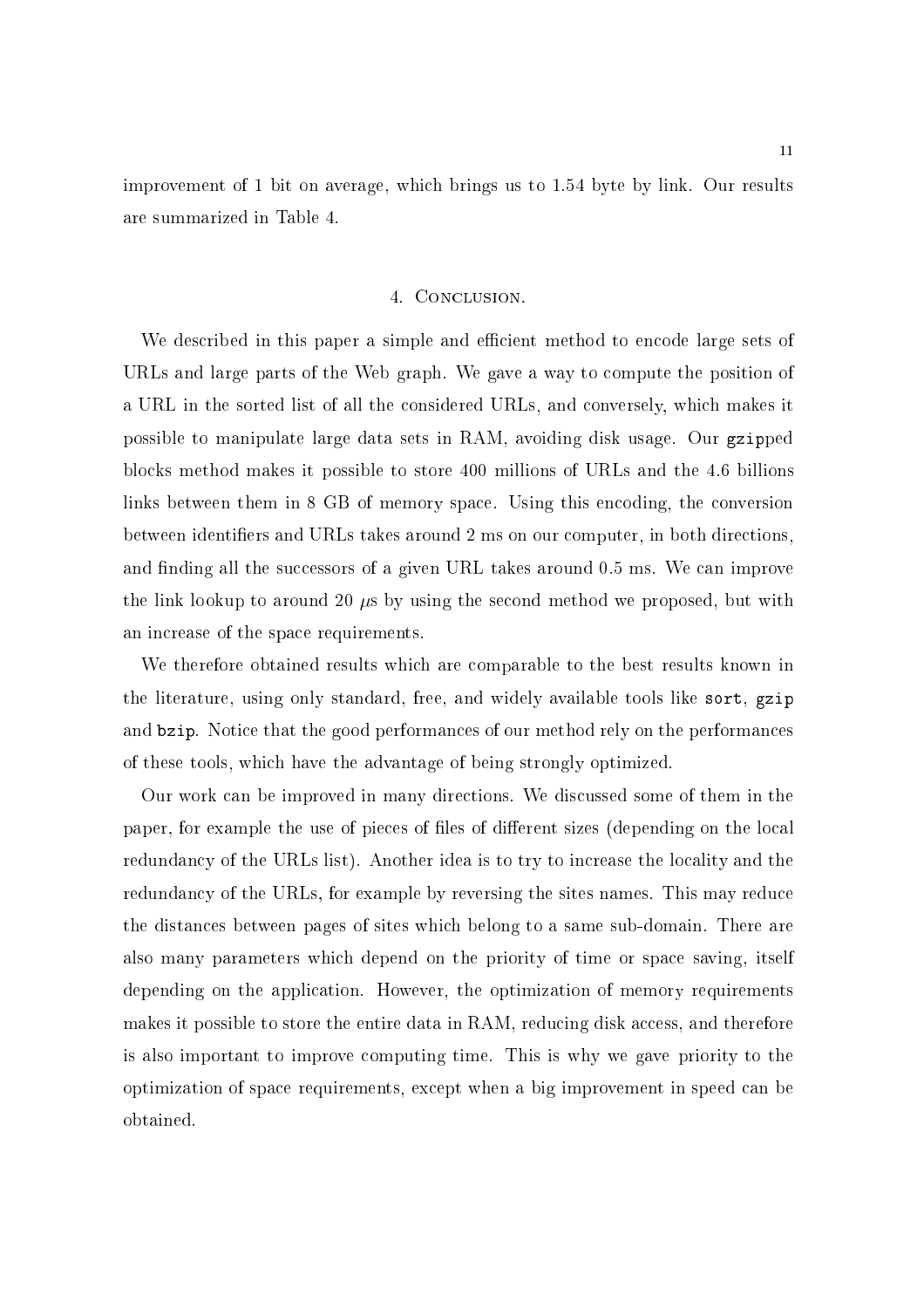improvement of 1 bit on average, which brings us to 1.54 byte by link. Our results are summarized in Table 4.

## 4. Conclusion.

We described in this paper a simple and efficient method to encode large sets of URLs and large parts of the Web graph. We gave a way to compute the position of a URL in the sorted list of all the considered URLs, and conversely, which makes it possible to manipulate large data sets in RAM, avoiding disk usage. Our `gzip`ped blocks method makes it possible to store 400 millions of URLs and the 4.6 billions links between them in 8 GB of memory space. Using this encoding, the conversion between identifiers and URLs takes around 2 ms on our computer, in both directions, and finding all the successors of a given URL takes around 0.5 ms. We can improve the link lookup to around 20 $\mu$s by using the second method we proposed, but with an increase of the space requirements.

We therefore obtained results which are comparable to the best results known in the literature, using only standard, free, and widely available tools like `sort`, `gzip` and `bzip`. Notice that the good performances of our method rely on the performances of these tools, which have the advantage of being strongly optimized.

Our work can be improved in many directions. We discussed some of them in the paper, for example the use of pieces of files of different sizes (depending on the local redundancy of the URLs list). Another idea is to try to increase the locality and the redundancy of the URLs, for example by reversing the sites names. This may reduce the distances between pages of sites which belong to a same sub-domain. There are also many parameters which depend on the priority of time or space saving, itself depending on the application. However, the optimization of memory requirements makes it possible to store the entire data in RAM, reducing disk access, and therefore is also important to improve computing time. This is why we gave priority to the optimization of space requirements, except when a big improvement in speed can be obtained.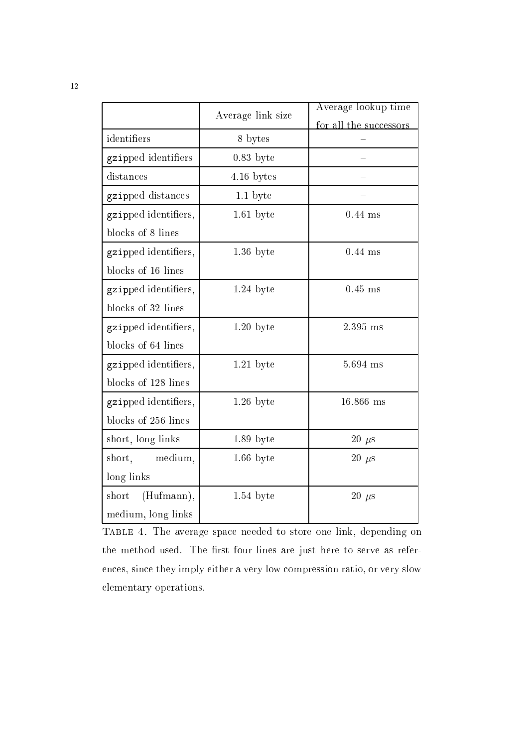| | Average link size | Average lookup time for all the successors |
|---|---|---|
| identifiers | 8 bytes | – |
| `gzip`ped identifiers | 0.83 byte | – |
| distances | 4.16 bytes | – |
| `gzip`ped distances | 1.1 byte | – |
| `gzip`ped identifiers, blocks of 8 lines | 1.61 byte | 0.44 ms |
| `gzip`ped identifiers, blocks of 16 lines | 1.36 byte | 0.44 ms |
| `gzip`ped identifiers, blocks of 32 lines | 1.24 byte | 0.45 ms |
| `gzip`ped identifiers, blocks of 64 lines | 1.20 byte | 2.395 ms |
| `gzip`ped identifiers, blocks of 128 lines | 1.21 byte | 5.694 ms |
| `gzip`ped identifiers, blocks of 256 lines | 1.26 byte | 16.866 ms |
| short, long links | 1.89 byte | 20 $\mu$s |
| short, medium, long links | 1.66 byte | 20 $\mu$s |
| short (Hufmann), medium, long links | 1.54 byte | 20 $\mu$s |

TABLE 4. The average space needed to store one link, depending on the method used. The first four lines are just here to serve as references, since they imply either a very low compression ratio, or very slow elementary operations.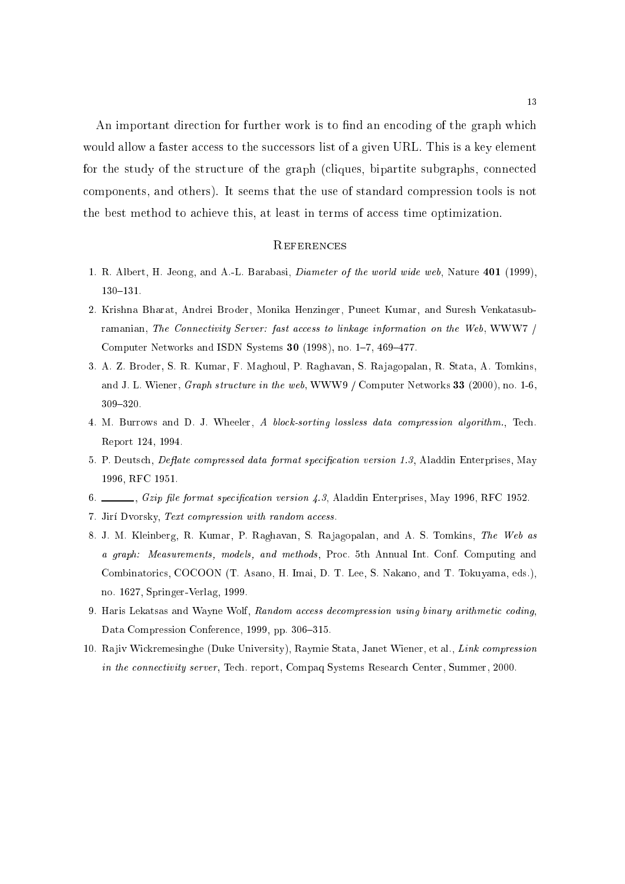An important direction for further work is to find an encoding of the graph which would allow a faster access to the successors list of a given URL. This is a key element for the study of the structure of the graph (cliques, bipartite subgraphs, connected components, and others). It seems that the use of standard compression tools is not the best method to achieve this, at least in terms of access time optimization.

## References

1. R. Albert, H. Jeong, and A.-L. Barabasi, *Diameter of the world wide web*, Nature **401** (1999), 130–131.
2. Krishna Bharat, Andrei Broder, Monika Henzinger, Puneet Kumar, and Suresh Venkatasubramanian, *The Connectivity Server: fast access to linkage information on the Web*, WWW7 / Computer Networks and ISDN Systems **30** (1998), no. 1–7, 469–477.
3. A. Z. Broder, S. R. Kumar, F. Maghoul, P. Raghavan, S. Rajagopalan, R. Stata, A. Tomkins, and J. L. Wiener, *Graph structure in the web*, WWW9 / Computer Networks **33** (2000), no. 1-6, 309–320.
4. M. Burrows and D. J. Wheeler, *A block-sorting lossless data compression algorithm.*, Tech. Report 124, 1994.
5. P. Deutsch, *Deflate compressed data format specification version 1.3*, Aladdin Enterprises, May 1996, RFC 1951.
6. ______, *Gzip file format specification version 4.3*, Aladdin Enterprises, May 1996, RFC 1952.
7. Jirí Dvorsky, *Text compression with random access*.
8. J. M. Kleinberg, R. Kumar, P. Raghavan, S. Rajagopalan, and A. S. Tomkins, *The Web as a graph: Measurements, models, and methods*, Proc. 5th Annual Int. Conf. Computing and Combinatorics, COCOON (T. Asano, H. Imai, D. T. Lee, S. Nakano, and T. Tokuyama, eds.), no. 1627, Springer-Verlag, 1999.
9. Haris Lekatsas and Wayne Wolf, *Random access decompression using binary arithmetic coding*, Data Compression Conference, 1999, pp. 306–315.
10. Rajiv Wickremesinghe (Duke University), Raymie Stata, Janet Wiener, et al., *Link compression in the connectivity server*, Tech. report, Compaq Systems Research Center, Summer, 2000.